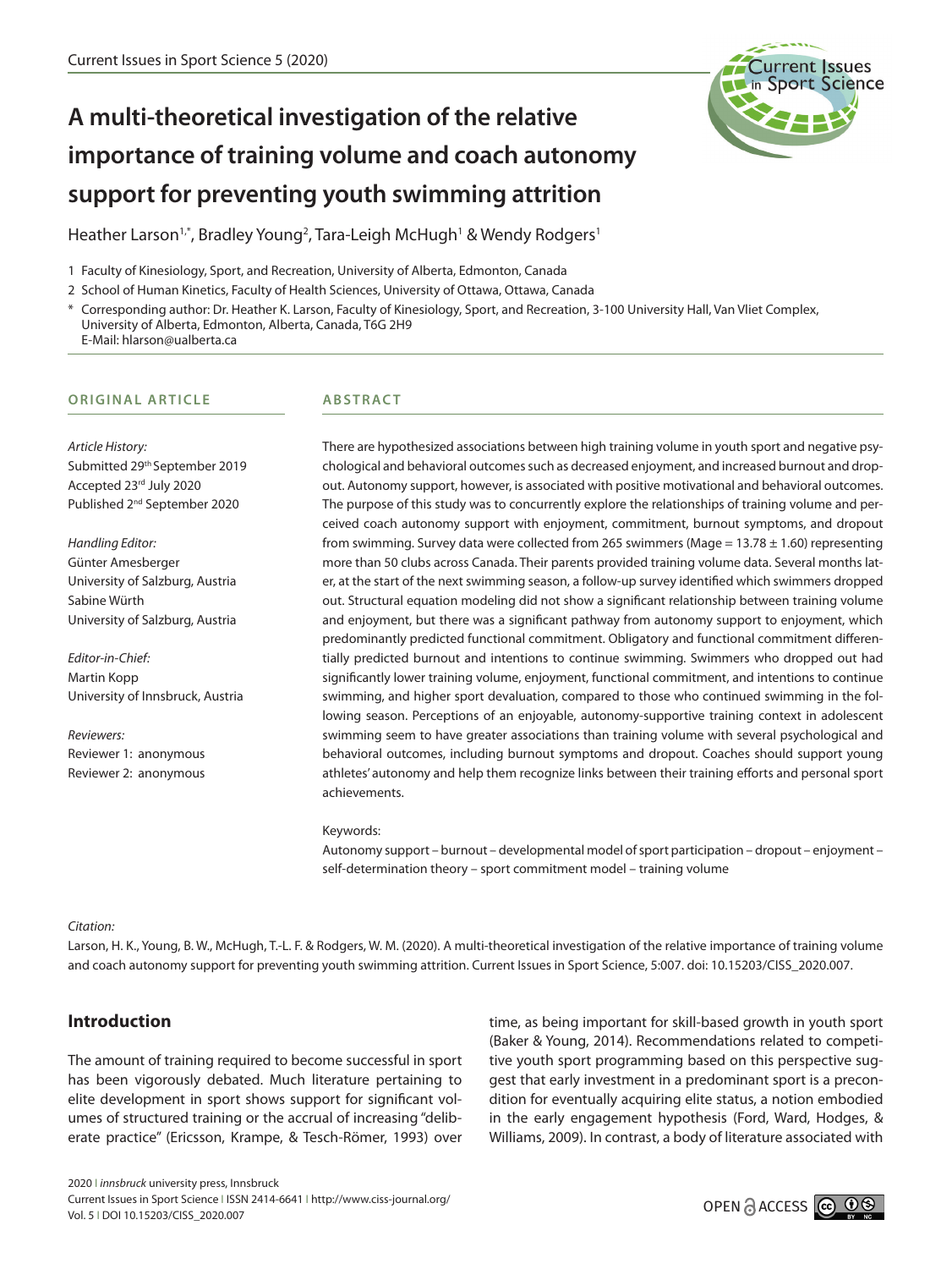# A multi-theoretical investigation of the relative importance of training volume and coach autonomy support for preventing youth swimming attrition

Heather Larson[1,*], Bradley Young[2], Tara-Leigh McHugh[1] & Wendy Rodgers[1]

1 Faculty of Kinesiology, Sport, and Recreation, University of Alberta, Edmonton, Canada

2 School of Human Kinetics, Faculty of Health Sciences, University of Ottawa, Ottawa, Canada

* Corresponding author: Dr. Heather K. Larson, Faculty of Kinesiology, Sport, and Recreation, 3-100 University Hall, Van Vliet Complex, University of Alberta, Edmonton, Alberta, Canada, T6G 2H9
E-Mail: hlarson@ualberta.ca

**ORIGINAL ARTICLE**

*Article History:*
Submitted 29th September 2019
Accepted 23rd July 2020
Published 2nd September 2020

*Handling Editor:*
Günter Amesberger
University of Salzburg, Austria
Sabine Würth
University of Salzburg, Austria

*Editor-in-Chief:*
Martin Kopp
University of Innsbruck, Austria

*Reviewers:*
Reviewer 1: anonymous
Reviewer 2: anonymous

**ABSTRACT**

There are hypothesized associations between high training volume in youth sport and negative psychological and behavioral outcomes such as decreased enjoyment, and increased burnout and dropout. Autonomy support, however, is associated with positive motivational and behavioral outcomes. The purpose of this study was to concurrently explore the relationships of training volume and perceived coach autonomy support with enjoyment, commitment, burnout symptoms, and dropout from swimming. Survey data were collected from 265 swimmers (Mage = 13.78 ± 1.60) representing more than 50 clubs across Canada. Their parents provided training volume data. Several months later, at the start of the next swimming season, a follow-up survey identified which swimmers dropped out. Structural equation modeling did not show a significant relationship between training volume and enjoyment, but there was a significant pathway from autonomy support to enjoyment, which predominantly predicted functional commitment. Obligatory and functional commitment differentially predicted burnout and intentions to continue swimming. Swimmers who dropped out had significantly lower training volume, enjoyment, functional commitment, and intentions to continue swimming, and higher sport devaluation, compared to those who continued swimming in the following season. Perceptions of an enjoyable, autonomy-supportive training context in adolescent swimming seem to have greater associations than training volume with several psychological and behavioral outcomes, including burnout symptoms and dropout. Coaches should support young athletes' autonomy and help them recognize links between their training efforts and personal sport achievements.

Keywords:
Autonomy support – burnout – developmental model of sport participation – dropout – enjoyment – self-determination theory – sport commitment model – training volume

*Citation:*
Larson, H. K., Young, B. W., McHugh, T.-L. F. & Rodgers, W. M. (2020). A multi-theoretical investigation of the relative importance of training volume and coach autonomy support for preventing youth swimming attrition. Current Issues in Sport Science, 5:007. doi: 10.15203/CISS_2020.007.

## Introduction

The amount of training required to become successful in sport has been vigorously debated. Much literature pertaining to elite development in sport shows support for significant volumes of structured training or the accrual of increasing "deliberate practice" (Ericsson, Krampe, & Tesch-Römer, 1993) over time, as being important for skill-based growth in youth sport (Baker & Young, 2014). Recommendations related to competitive youth sport programming based on this perspective suggest that early investment in a predominant sport is a precondition for eventually acquiring elite status, a notion embodied in the early engagement hypothesis (Ford, Ward, Hodges, & Williams, 2009). In contrast, a body of literature associated with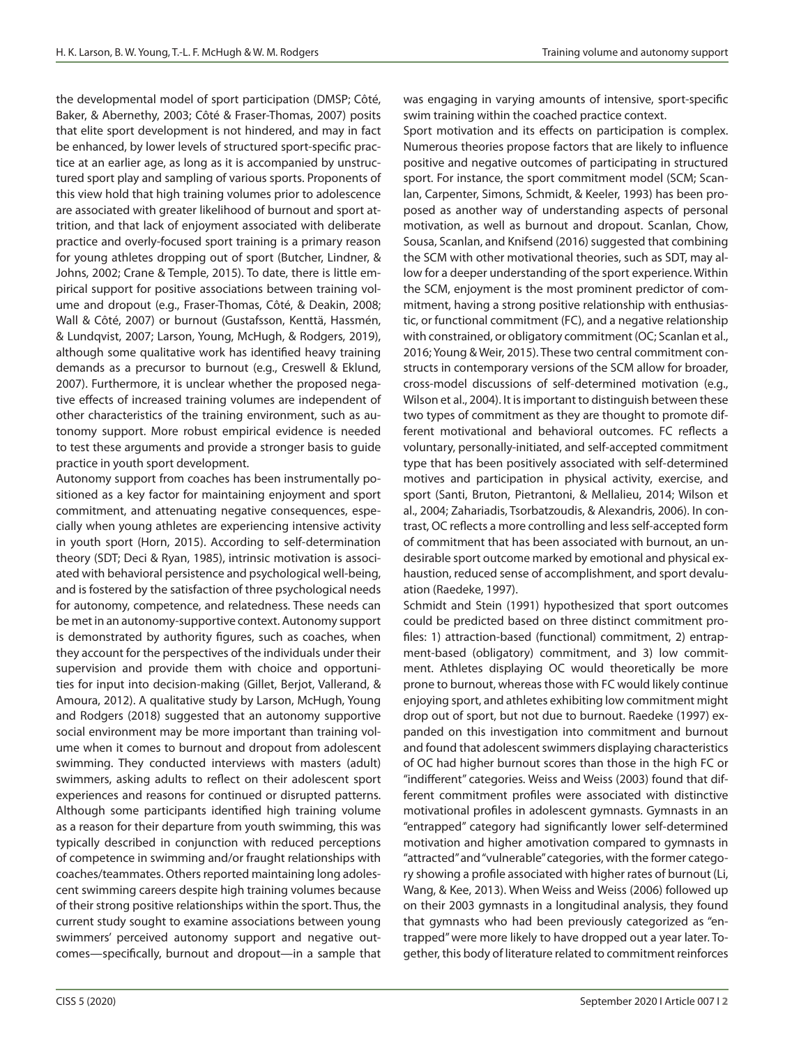the developmental model of sport participation (DMSP; Côté, Baker, & Abernethy, 2003; Côté & Fraser-Thomas, 2007) posits that elite sport development is not hindered, and may in fact be enhanced, by lower levels of structured sport-specific practice at an earlier age, as long as it is accompanied by unstructured sport play and sampling of various sports. Proponents of this view hold that high training volumes prior to adolescence are associated with greater likelihood of burnout and sport attrition, and that lack of enjoyment associated with deliberate practice and overly-focused sport training is a primary reason for young athletes dropping out of sport (Butcher, Lindner, & Johns, 2002; Crane & Temple, 2015). To date, there is little empirical support for positive associations between training volume and dropout (e.g., Fraser-Thomas, Côté, & Deakin, 2008; Wall & Côté, 2007) or burnout (Gustafsson, Kenttä, Hassmén, & Lundqvist, 2007; Larson, Young, McHugh, & Rodgers, 2019), although some qualitative work has identified heavy training demands as a precursor to burnout (e.g., Creswell & Eklund, 2007). Furthermore, it is unclear whether the proposed negative effects of increased training volumes are independent of other characteristics of the training environment, such as autonomy support. More robust empirical evidence is needed to test these arguments and provide a stronger basis to guide practice in youth sport development.

Autonomy support from coaches has been instrumentally positioned as a key factor for maintaining enjoyment and sport commitment, and attenuating negative consequences, especially when young athletes are experiencing intensive activity in youth sport (Horn, 2015). According to self-determination theory (SDT; Deci & Ryan, 1985), intrinsic motivation is associated with behavioral persistence and psychological well-being, and is fostered by the satisfaction of three psychological needs for autonomy, competence, and relatedness. These needs can be met in an autonomy-supportive context. Autonomy support is demonstrated by authority figures, such as coaches, when they account for the perspectives of the individuals under their supervision and provide them with choice and opportunities for input into decision-making (Gillet, Berjot, Vallerand, & Amoura, 2012). A qualitative study by Larson, McHugh, Young and Rodgers (2018) suggested that an autonomy supportive social environment may be more important than training volume when it comes to burnout and dropout from adolescent swimming. They conducted interviews with masters (adult) swimmers, asking adults to reflect on their adolescent sport experiences and reasons for continued or disrupted patterns. Although some participants identified high training volume as a reason for their departure from youth swimming, this was typically described in conjunction with reduced perceptions of competence in swimming and/or fraught relationships with coaches/teammates. Others reported maintaining long adolescent swimming careers despite high training volumes because of their strong positive relationships within the sport. Thus, the current study sought to examine associations between young swimmers' perceived autonomy support and negative outcomes—specifically, burnout and dropout—in a sample that was engaging in varying amounts of intensive, sport-specific swim training within the coached practice context.

Sport motivation and its effects on participation is complex. Numerous theories propose factors that are likely to influence positive and negative outcomes of participating in structured sport. For instance, the sport commitment model (SCM; Scanlan, Carpenter, Simons, Schmidt, & Keeler, 1993) has been proposed as another way of understanding aspects of personal motivation, as well as burnout and dropout. Scanlan, Chow, Sousa, Scanlan, and Knifsend (2016) suggested that combining the SCM with other motivational theories, such as SDT, may allow for a deeper understanding of the sport experience. Within the SCM, enjoyment is the most prominent predictor of commitment, having a strong positive relationship with enthusiastic, or functional commitment (FC), and a negative relationship with constrained, or obligatory commitment (OC; Scanlan et al., 2016; Young & Weir, 2015). These two central commitment constructs in contemporary versions of the SCM allow for broader, cross-model discussions of self-determined motivation (e.g., Wilson et al., 2004). It is important to distinguish between these two types of commitment as they are thought to promote different motivational and behavioral outcomes. FC reflects a voluntary, personally-initiated, and self-accepted commitment type that has been positively associated with self-determined motives and participation in physical activity, exercise, and sport (Santi, Bruton, Pietrantoni, & Mellalieu, 2014; Wilson et al., 2004; Zahariadis, Tsorbatzoudis, & Alexandris, 2006). In contrast, OC reflects a more controlling and less self-accepted form of commitment that has been associated with burnout, an undesirable sport outcome marked by emotional and physical exhaustion, reduced sense of accomplishment, and sport devaluation (Raedeke, 1997).

Schmidt and Stein (1991) hypothesized that sport outcomes could be predicted based on three distinct commitment profiles: 1) attraction-based (functional) commitment, 2) entrapment-based (obligatory) commitment, and 3) low commitment. Athletes displaying OC would theoretically be more prone to burnout, whereas those with FC would likely continue enjoying sport, and athletes exhibiting low commitment might drop out of sport, but not due to burnout. Raedeke (1997) expanded on this investigation into commitment and burnout and found that adolescent swimmers displaying characteristics of OC had higher burnout scores than those in the high FC or "indifferent" categories. Weiss and Weiss (2003) found that different commitment profiles were associated with distinctive motivational profiles in adolescent gymnasts. Gymnasts in an "entrapped" category had significantly lower self-determined motivation and higher amotivation compared to gymnasts in "attracted" and "vulnerable" categories, with the former category showing a profile associated with higher rates of burnout (Li, Wang, & Kee, 2013). When Weiss and Weiss (2006) followed up on their 2003 gymnasts in a longitudinal analysis, they found that gymnasts who had been previously categorized as "entrapped" were more likely to have dropped out a year later. Together, this body of literature related to commitment reinforces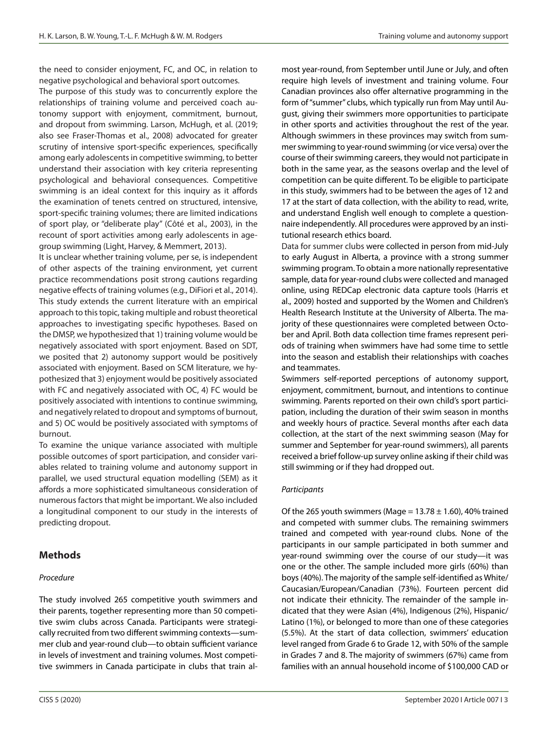the need to consider enjoyment, FC, and OC, in relation to negative psychological and behavioral sport outcomes.

The purpose of this study was to concurrently explore the relationships of training volume and perceived coach autonomy support with enjoyment, commitment, burnout, and dropout from swimming. Larson, McHugh, et al. (2019; also see Fraser-Thomas et al., 2008) advocated for greater scrutiny of intensive sport-specific experiences, specifically among early adolescents in competitive swimming, to better understand their association with key criteria representing psychological and behavioral consequences. Competitive swimming is an ideal context for this inquiry as it affords the examination of tenets centred on structured, intensive, sport-specific training volumes; there are limited indications of sport play, or "deliberate play" (Côté et al., 2003), in the recount of sport activities among early adolescents in age-group swimming (Light, Harvey, & Memmert, 2013).

It is unclear whether training volume, per se, is independent of other aspects of the training environment, yet current practice recommendations posit strong cautions regarding negative effects of training volumes (e.g., DiFiori et al., 2014). This study extends the current literature with an empirical approach to this topic, taking multiple and robust theoretical approaches to investigating specific hypotheses. Based on the DMSP, we hypothesized that 1) training volume would be negatively associated with sport enjoyment. Based on SDT, we posited that 2) autonomy support would be positively associated with enjoyment. Based on SCM literature, we hypothesized that 3) enjoyment would be positively associated with FC and negatively associated with OC, 4) FC would be positively associated with intentions to continue swimming, and negatively related to dropout and symptoms of burnout, and 5) OC would be positively associated with symptoms of burnout.

To examine the unique variance associated with multiple possible outcomes of sport participation, and consider variables related to training volume and autonomy support in parallel, we used structural equation modelling (SEM) as it affords a more sophisticated simultaneous consideration of numerous factors that might be important. We also included a longitudinal component to our study in the interests of predicting dropout.

## Methods

### *Procedure*

The study involved 265 competitive youth swimmers and their parents, together representing more than 50 competitive swim clubs across Canada. Participants were strategically recruited from two different swimming contexts—summer club and year-round club—to obtain sufficient variance in levels of investment and training volumes. Most competitive swimmers in Canada participate in clubs that train almost year-round, from September until June or July, and often require high levels of investment and training volume. Four Canadian provinces also offer alternative programming in the form of "summer" clubs, which typically run from May until August, giving their swimmers more opportunities to participate in other sports and activities throughout the rest of the year. Although swimmers in these provinces may switch from summer swimming to year-round swimming (or vice versa) over the course of their swimming careers, they would not participate in both in the same year, as the seasons overlap and the level of competition can be quite different. To be eligible to participate in this study, swimmers had to be between the ages of 12 and 17 at the start of data collection, with the ability to read, write, and understand English well enough to complete a questionnaire independently. All procedures were approved by an institutional research ethics board.

Data for summer clubs were collected in person from mid-July to early August in Alberta, a province with a strong summer swimming program. To obtain a more nationally representative sample, data for year-round clubs were collected and managed online, using REDCap electronic data capture tools (Harris et al., 2009) hosted and supported by the Women and Children's Health Research Institute at the University of Alberta. The majority of these questionnaires were completed between October and April. Both data collection time frames represent periods of training when swimmers have had some time to settle into the season and establish their relationships with coaches and teammates.

Swimmers self-reported perceptions of autonomy support, enjoyment, commitment, burnout, and intentions to continue swimming. Parents reported on their own child's sport participation, including the duration of their swim season in months and weekly hours of practice. Several months after each data collection, at the start of the next swimming season (May for summer and September for year-round swimmers), all parents received a brief follow-up survey online asking if their child was still swimming or if they had dropped out.

### *Participants*

Of the 265 youth swimmers (Mage = 13.78 ± 1.60), 40% trained and competed with summer clubs. The remaining swimmers trained and competed with year-round clubs. None of the participants in our sample participated in both summer and year-round swimming over the course of our study—it was one or the other. The sample included more girls (60%) than boys (40%). The majority of the sample self-identified as White/Caucasian/European/Canadian (73%). Fourteen percent did not indicate their ethnicity. The remainder of the sample indicated that they were Asian (4%), Indigenous (2%), Hispanic/Latino (1%), or belonged to more than one of these categories (5.5%). At the start of data collection, swimmers' education level ranged from Grade 6 to Grade 12, with 50% of the sample in Grades 7 and 8. The majority of swimmers (67%) came from families with an annual household income of $100,000 CAD or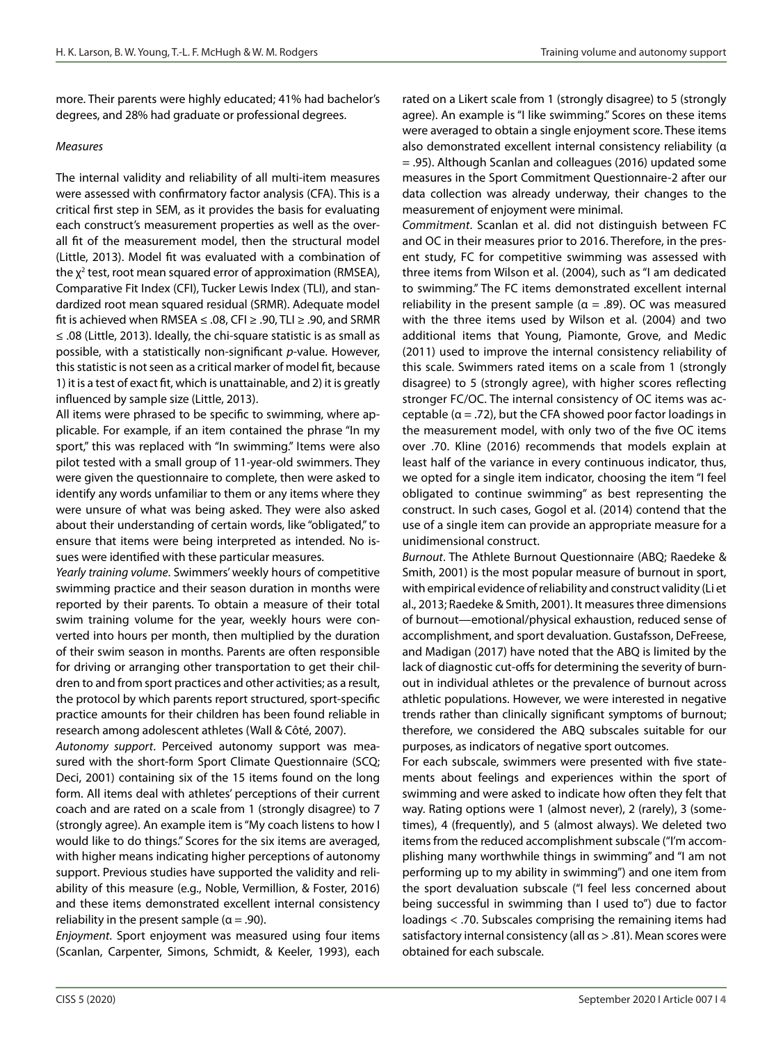more. Their parents were highly educated; 41% had bachelor's degrees, and 28% had graduate or professional degrees.

*Measures*

The internal validity and reliability of all multi-item measures were assessed with confirmatory factor analysis (CFA). This is a critical first step in SEM, as it provides the basis for evaluating each construct's measurement properties as well as the overall fit of the measurement model, then the structural model (Little, 2013). Model fit was evaluated with a combination of the $\chi^2$ test, root mean squared error of approximation (RMSEA), Comparative Fit Index (CFI), Tucker Lewis Index (TLI), and standardized root mean squared residual (SRMR). Adequate model fit is achieved when RMSEA ≤ .08, CFI ≥ .90, TLI ≥ .90, and SRMR ≤ .08 (Little, 2013). Ideally, the chi-square statistic is as small as possible, with a statistically non-significant *p*-value. However, this statistic is not seen as a critical marker of model fit, because 1) it is a test of exact fit, which is unattainable, and 2) it is greatly influenced by sample size (Little, 2013).

All items were phrased to be specific to swimming, where applicable. For example, if an item contained the phrase "In my sport," this was replaced with "In swimming." Items were also pilot tested with a small group of 11-year-old swimmers. They were given the questionnaire to complete, then were asked to identify any words unfamiliar to them or any items where they were unsure of what was being asked. They were also asked about their understanding of certain words, like "obligated," to ensure that items were being interpreted as intended. No issues were identified with these particular measures.

*Yearly training volume*. Swimmers' weekly hours of competitive swimming practice and their season duration in months were reported by their parents. To obtain a measure of their total swim training volume for the year, weekly hours were converted into hours per month, then multiplied by the duration of their swim season in months. Parents are often responsible for driving or arranging other transportation to get their children to and from sport practices and other activities; as a result, the protocol by which parents report structured, sport-specific practice amounts for their children has been found reliable in research among adolescent athletes (Wall & Côté, 2007).

*Autonomy support*. Perceived autonomy support was measured with the short-form Sport Climate Questionnaire (SCQ; Deci, 2001) containing six of the 15 items found on the long form. All items deal with athletes' perceptions of their current coach and are rated on a scale from 1 (strongly disagree) to 7 (strongly agree). An example item is "My coach listens to how I would like to do things." Scores for the six items are averaged, with higher means indicating higher perceptions of autonomy support. Previous studies have supported the validity and reliability of this measure (e.g., Noble, Vermillion, & Foster, 2016) and these items demonstrated excellent internal consistency reliability in the present sample (α = .90).

*Enjoyment*. Sport enjoyment was measured using four items (Scanlan, Carpenter, Simons, Schmidt, & Keeler, 1993), each rated on a Likert scale from 1 (strongly disagree) to 5 (strongly agree). An example is "I like swimming." Scores on these items were averaged to obtain a single enjoyment score. These items also demonstrated excellent internal consistency reliability (α = .95). Although Scanlan and colleagues (2016) updated some measures in the Sport Commitment Questionnaire-2 after our data collection was already underway, their changes to the measurement of enjoyment were minimal.

*Commitment*. Scanlan et al. did not distinguish between FC and OC in their measures prior to 2016. Therefore, in the present study, FC for competitive swimming was assessed with three items from Wilson et al. (2004), such as "I am dedicated to swimming." The FC items demonstrated excellent internal reliability in the present sample (α = .89). OC was measured with the three items used by Wilson et al. (2004) and two additional items that Young, Piamonte, Grove, and Medic (2011) used to improve the internal consistency reliability of this scale. Swimmers rated items on a scale from 1 (strongly disagree) to 5 (strongly agree), with higher scores reflecting stronger FC/OC. The internal consistency of OC items was acceptable (α = .72), but the CFA showed poor factor loadings in the measurement model, with only two of the five OC items over .70. Kline (2016) recommends that models explain at least half of the variance in every continuous indicator, thus, we opted for a single item indicator, choosing the item "I feel obligated to continue swimming" as best representing the construct. In such cases, Gogol et al. (2014) contend that the use of a single item can provide an appropriate measure for a unidimensional construct.

*Burnout*. The Athlete Burnout Questionnaire (ABQ; Raedeke & Smith, 2001) is the most popular measure of burnout in sport, with empirical evidence of reliability and construct validity (Li et al., 2013; Raedeke & Smith, 2001). It measures three dimensions of burnout—emotional/physical exhaustion, reduced sense of accomplishment, and sport devaluation. Gustafsson, DeFreese, and Madigan (2017) have noted that the ABQ is limited by the lack of diagnostic cut-offs for determining the severity of burnout in individual athletes or the prevalence of burnout across athletic populations. However, we were interested in negative trends rather than clinically significant symptoms of burnout; therefore, we considered the ABQ subscales suitable for our purposes, as indicators of negative sport outcomes.

For each subscale, swimmers were presented with five statements about feelings and experiences within the sport of swimming and were asked to indicate how often they felt that way. Rating options were 1 (almost never), 2 (rarely), 3 (sometimes), 4 (frequently), and 5 (almost always). We deleted two items from the reduced accomplishment subscale ("I'm accomplishing many worthwhile things in swimming" and "I am not performing up to my ability in swimming") and one item from the sport devaluation subscale ("I feel less concerned about being successful in swimming than I used to") due to factor loadings < .70. Subscales comprising the remaining items had satisfactory internal consistency (all αs > .81). Mean scores were obtained for each subscale.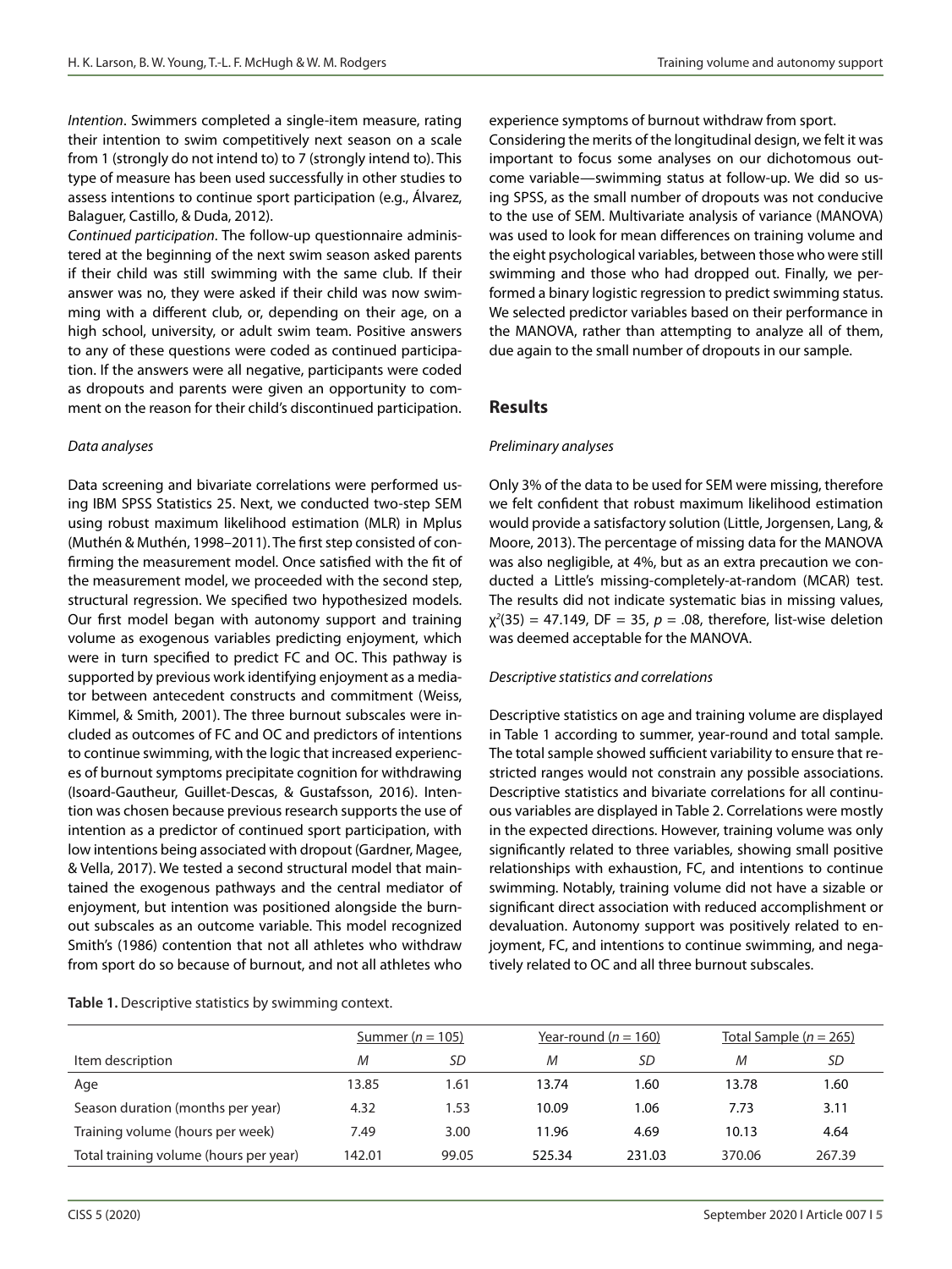*Intention*. Swimmers completed a single-item measure, rating their intention to swim competitively next season on a scale from 1 (strongly do not intend to) to 7 (strongly intend to). This type of measure has been used successfully in other studies to assess intentions to continue sport participation (e.g., Álvarez, Balaguer, Castillo, & Duda, 2012).

*Continued participation*. The follow-up questionnaire administered at the beginning of the next swim season asked parents if their child was still swimming with the same club. If their answer was no, they were asked if their child was now swimming with a different club, or, depending on their age, on a high school, university, or adult swim team. Positive answers to any of these questions were coded as continued participation. If the answers were all negative, participants were coded as dropouts and parents were given an opportunity to comment on the reason for their child's discontinued participation.

### *Data analyses*

Data screening and bivariate correlations were performed using IBM SPSS Statistics 25. Next, we conducted two-step SEM using robust maximum likelihood estimation (MLR) in Mplus (Muthén & Muthén, 1998–2011). The first step consisted of confirming the measurement model. Once satisfied with the fit of the measurement model, we proceeded with the second step, structural regression. We specified two hypothesized models. Our first model began with autonomy support and training volume as exogenous variables predicting enjoyment, which were in turn specified to predict FC and OC. This pathway is supported by previous work identifying enjoyment as a mediator between antecedent constructs and commitment (Weiss, Kimmel, & Smith, 2001). The three burnout subscales were included as outcomes of FC and OC and predictors of intentions to continue swimming, with the logic that increased experiences of burnout symptoms precipitate cognition for withdrawing (Isoard-Gautheur, Guillet-Descas, & Gustafsson, 2016). Intention was chosen because previous research supports the use of intention as a predictor of continued sport participation, with low intentions being associated with dropout (Gardner, Magee, & Vella, 2017). We tested a second structural model that maintained the exogenous pathways and the central mediator of enjoyment, but intention was positioned alongside the burnout subscales as an outcome variable. This model recognized Smith's (1986) contention that not all athletes who withdraw from sport do so because of burnout, and not all athletes who experience symptoms of burnout withdraw from sport.

Considering the merits of the longitudinal design, we felt it was important to focus some analyses on our dichotomous outcome variable—swimming status at follow-up. We did so using SPSS, as the small number of dropouts was not conducive to the use of SEM. Multivariate analysis of variance (MANOVA) was used to look for mean differences on training volume and the eight psychological variables, between those who were still swimming and those who had dropped out. Finally, we performed a binary logistic regression to predict swimming status. We selected predictor variables based on their performance in the MANOVA, rather than attempting to analyze all of them, due again to the small number of dropouts in our sample.

## Results

### *Preliminary analyses*

Only 3% of the data to be used for SEM were missing, therefore we felt confident that robust maximum likelihood estimation would provide a satisfactory solution (Little, Jorgensen, Lang, & Moore, 2013). The percentage of missing data for the MANOVA was also negligible, at 4%, but as an extra precaution we conducted a Little's missing-completely-at-random (MCAR) test. The results did not indicate systematic bias in missing values, $\chi^2(35) = 47.149$, DF = 35, $p = .08$, therefore, list-wise deletion was deemed acceptable for the MANOVA.

### *Descriptive statistics and correlations*

Descriptive statistics on age and training volume are displayed in Table 1 according to summer, year-round and total sample. The total sample showed sufficient variability to ensure that restricted ranges would not constrain any possible associations. Descriptive statistics and bivariate correlations for all continuous variables are displayed in Table 2. Correlations were mostly in the expected directions. However, training volume was only significantly related to three variables, showing small positive relationships with exhaustion, FC, and intentions to continue swimming. Notably, training volume did not have a sizable or significant direct association with reduced accomplishment or devaluation. Autonomy support was positively related to enjoyment, FC, and intentions to continue swimming, and negatively related to OC and all three burnout subscales.

**Table 1.** Descriptive statistics by swimming context.

| | Summer ($n$ = 105) | | Year-round ($n$ = 160) | | Total Sample ($n$ = 265) | |
|---|---|---|---|---|---|---|
| Item description | *M* | *SD* | *M* | *SD* | *M* | *SD* |
| Age | 13.85 | 1.61 | 13.74 | 1.60 | 13.78 | 1.60 |
| Season duration (months per year) | 4.32 | 1.53 | 10.09 | 1.06 | 7.73 | 3.11 |
| Training volume (hours per week) | 7.49 | 3.00 | 11.96 | 4.69 | 10.13 | 4.64 |
| Total training volume (hours per year) | 142.01 | 99.05 | 525.34 | 231.03 | 370.06 | 267.39 |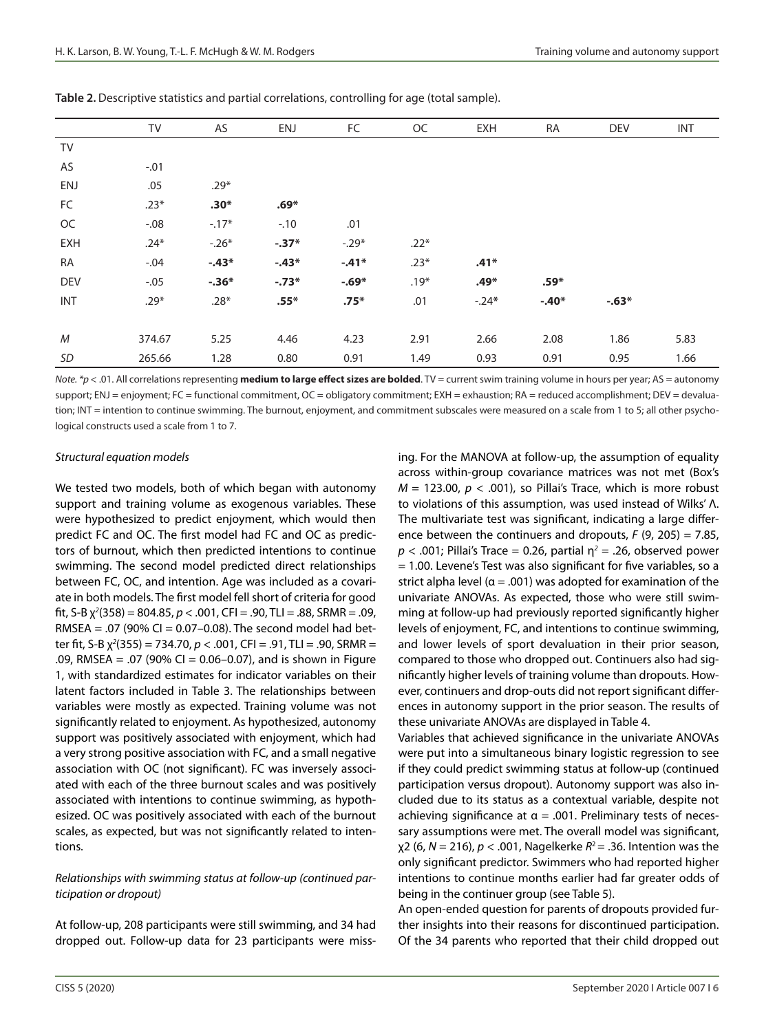**Table 2.** Descriptive statistics and partial correlations, controlling for age (total sample).

| | TV | AS | ENJ | FC | OC | EXH | RA | DEV | INT |
|---|---|---|---|---|---|---|---|---|---|
| TV | | | | | | | | | |
| AS | -.01 | | | | | | | | |
| ENJ | .05 | .29* | | | | | | | |
| FC | .23* | **.30*** | **.69*** | | | | | | |
| OC | -.08 | -.17* | -.10 | .01 | | | | | |
| EXH | .24* | -.26* | **-.37*** | -.29* | .22* | | | | |
| RA | -.04 | **-.43*** | **-.43*** | **-.41*** | .23* | **.41*** | | | |
| DEV | -.05 | **-.36*** | **-.73*** | **-.69*** | .19* | **.49*** | **.59*** | | |
| INT | .29* | .28* | **.55*** | **.75*** | .01 | -.24* | **-.40*** | **-.63*** | |
| *M* | 374.67 | 5.25 | 4.46 | 4.23 | 2.91 | 2.66 | 2.08 | 1.86 | 5.83 |
| *SD* | 265.66 | 1.28 | 0.80 | 0.91 | 1.49 | 0.93 | 0.91 | 0.95 | 1.66 |

*Note.* *$p < .01$. All correlations representing **medium to large effect sizes are bolded**. TV = current swim training volume in hours per year; AS = autonomy support; ENJ = enjoyment; FC = functional commitment, OC = obligatory commitment; EXH = exhaustion; RA = reduced accomplishment; DEV = devaluation; INT = intention to continue swimming. The burnout, enjoyment, and commitment subscales were measured on a scale from 1 to 5; all other psychological constructs used a scale from 1 to 7.

*Structural equation models*

We tested two models, both of which began with autonomy support and training volume as exogenous variables. These were hypothesized to predict enjoyment, which would then predict FC and OC. The first model had FC and OC as predictors of burnout, which then predicted intentions to continue swimming. The second model predicted direct relationships between FC, OC, and intention. Age was included as a covariate in both models. The first model fell short of criteria for good fit, S-B $\chi^2(358) = 804.85$, $p < .001$, CFI = .90, TLI = .88, SRMR = .09, RMSEA = .07 (90% CI = 0.07–0.08). The second model had better fit, S-B $\chi^2(355) = 734.70$, $p < .001$, CFI = .91, TLI = .90, SRMR = .09, RMSEA = .07 (90% CI = 0.06–0.07), and is shown in Figure 1, with standardized estimates for indicator variables on their latent factors included in Table 3. The relationships between variables were mostly as expected. Training volume was not significantly related to enjoyment. As hypothesized, autonomy support was positively associated with enjoyment, which had a very strong positive association with FC, and a small negative association with OC (not significant). FC was inversely associated with each of the three burnout scales and was positively associated with intentions to continue swimming, as hypothesized. OC was positively associated with each of the burnout scales, as expected, but was not significantly related to intentions.

*Relationships with swimming status at follow-up (continued participation or dropout)*

At follow-up, 208 participants were still swimming, and 34 had dropped out. Follow-up data for 23 participants were missing. For the MANOVA at follow-up, the assumption of equality across within-group covariance matrices was not met (Box's $M = 123.00$, $p < .001$), so Pillai's Trace, which is more robust to violations of this assumption, was used instead of Wilks' Λ. The multivariate test was significant, indicating a large difference between the continuers and dropouts, $F(9, 205) = 7.85$, $p < .001$; Pillai's Trace = 0.26, partial $\eta^2 = .26$, observed power = 1.00. Levene's Test was also significant for five variables, so a strict alpha level ($\alpha = .001$) was adopted for examination of the univariate ANOVAs. As expected, those who were still swimming at follow-up had previously reported significantly higher levels of enjoyment, FC, and intentions to continue swimming, and lower levels of sport devaluation in their prior season, compared to those who dropped out. Continuers also had significantly higher levels of training volume than dropouts. However, continuers and drop-outs did not report significant differences in autonomy support in the prior season. The results of these univariate ANOVAs are displayed in Table 4.

Variables that achieved significance in the univariate ANOVAs were put into a simultaneous binary logistic regression to see if they could predict swimming status at follow-up (continued participation versus dropout). Autonomy support was also included due to its status as a contextual variable, despite not achieving significance at $\alpha = .001$. Preliminary tests of necessary assumptions were met. The overall model was significant, $\chi2$ (6, $N = 216$), $p < .001$, Nagelkerke $R^2 = .36$. Intention was the only significant predictor. Swimmers who had reported higher intentions to continue months earlier had far greater odds of being in the continuer group (see Table 5).

An open-ended question for parents of dropouts provided further insights into their reasons for discontinued participation. Of the 34 parents who reported that their child dropped out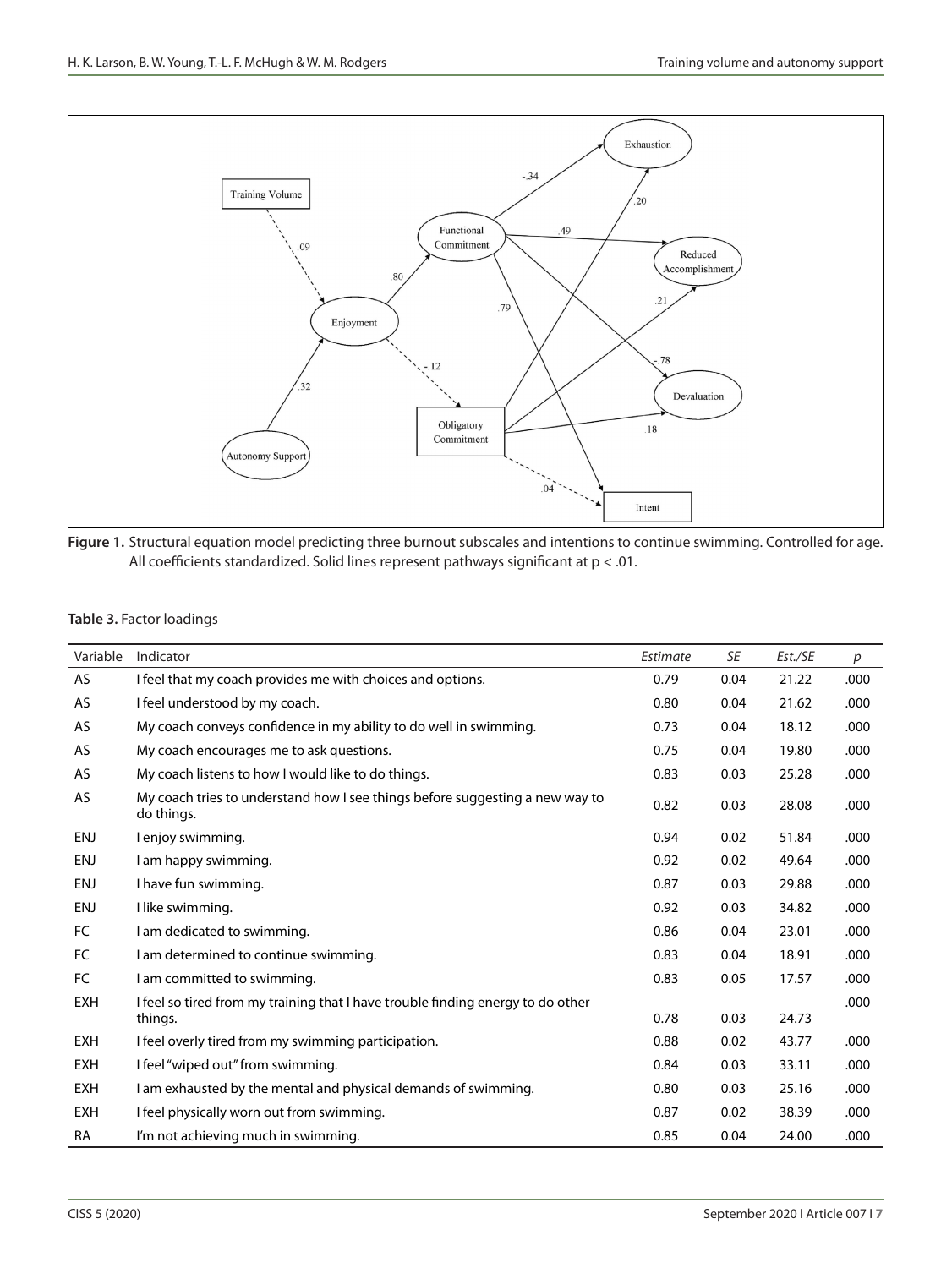Figure 1. Structural equation model predicting three burnout subscales and intentions to continue swimming. Controlled for age. All coefficients standardized. Solid lines represent pathways significant at $p < .01$.

**Table 3.** Factor loadings

| Variable | Indicator | *Estimate* | *SE* | *Est./SE* | *p* |
|---|---|---|---|---|---|
| AS | I feel that my coach provides me with choices and options. | 0.79 | 0.04 | 21.22 | .000 |
| AS | I feel understood by my coach. | 0.80 | 0.04 | 21.62 | .000 |
| AS | My coach conveys confidence in my ability to do well in swimming. | 0.73 | 0.04 | 18.12 | .000 |
| AS | My coach encourages me to ask questions. | 0.75 | 0.04 | 19.80 | .000 |
| AS | My coach listens to how I would like to do things. | 0.83 | 0.03 | 25.28 | .000 |
| AS | My coach tries to understand how I see things before suggesting a new way to do things. | 0.82 | 0.03 | 28.08 | .000 |
| ENJ | I enjoy swimming. | 0.94 | 0.02 | 51.84 | .000 |
| ENJ | I am happy swimming. | 0.92 | 0.02 | 49.64 | .000 |
| ENJ | I have fun swimming. | 0.87 | 0.03 | 29.88 | .000 |
| ENJ | I like swimming. | 0.92 | 0.03 | 34.82 | .000 |
| FC | I am dedicated to swimming. | 0.86 | 0.04 | 23.01 | .000 |
| FC | I am determined to continue swimming. | 0.83 | 0.04 | 18.91 | .000 |
| FC | I am committed to swimming. | 0.83 | 0.05 | 17.57 | .000 |
| EXH | I feel so tired from my training that I have trouble finding energy to do other things. | 0.78 | 0.03 | 24.73 | .000 |
| EXH | I feel overly tired from my swimming participation. | 0.88 | 0.02 | 43.77 | .000 |
| EXH | I feel "wiped out" from swimming. | 0.84 | 0.03 | 33.11 | .000 |
| EXH | I am exhausted by the mental and physical demands of swimming. | 0.80 | 0.03 | 25.16 | .000 |
| EXH | I feel physically worn out from swimming. | 0.87 | 0.02 | 38.39 | .000 |
| RA | I'm not achieving much in swimming. | 0.85 | 0.04 | 24.00 | .000 |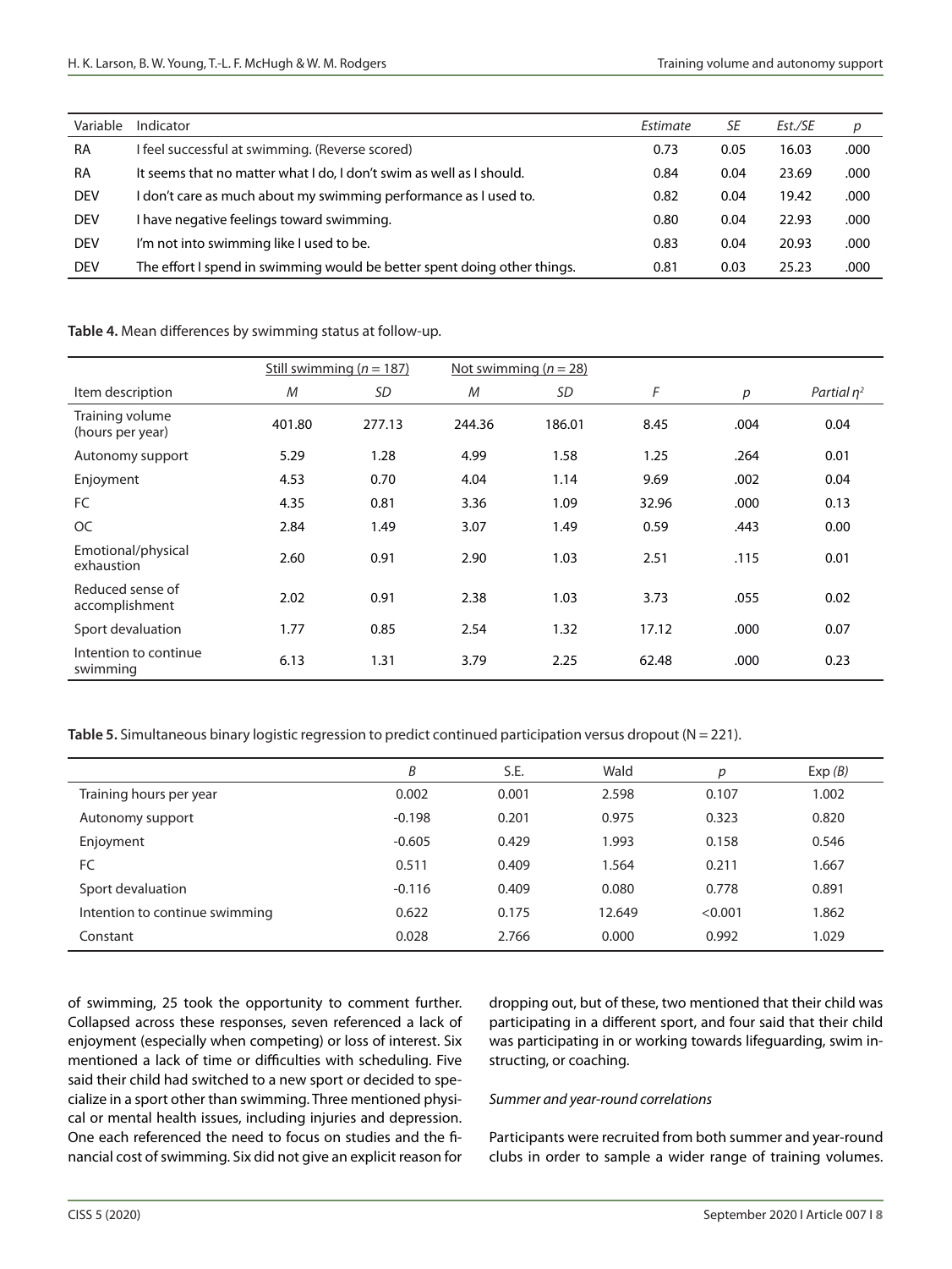| Variable | Indicator | *Estimate* | *SE* | *Est./SE* | *p* |
|---|---|---|---|---|---|
| RA | I feel successful at swimming. (Reverse scored) | 0.73 | 0.05 | 16.03 | .000 |
| RA | It seems that no matter what I do, I don't swim as well as I should. | 0.84 | 0.04 | 23.69 | .000 |
| DEV | I don't care as much about my swimming performance as I used to. | 0.82 | 0.04 | 19.42 | .000 |
| DEV | I have negative feelings toward swimming. | 0.80 | 0.04 | 22.93 | .000 |
| DEV | I'm not into swimming like I used to be. | 0.83 | 0.04 | 20.93 | .000 |
| DEV | The effort I spend in swimming would be better spent doing other things. | 0.81 | 0.03 | 25.23 | .000 |

**Table 4.** Mean differences by swimming status at follow-up.

| | Still swimming ($n = 187$) | | Not swimming ($n = 28$) | | | | |
|---|---|---|---|---|---|---|---|
| Item description | *M* | *SD* | *M* | *SD* | *F* | *p* | *Partial* $\eta^2$ |
| Training volume (hours per year) | 401.80 | 277.13 | 244.36 | 186.01 | 8.45 | .004 | 0.04 |
| Autonomy support | 5.29 | 1.28 | 4.99 | 1.58 | 1.25 | .264 | 0.01 |
| Enjoyment | 4.53 | 0.70 | 4.04 | 1.14 | 9.69 | .002 | 0.04 |
| FC | 4.35 | 0.81 | 3.36 | 1.09 | 32.96 | .000 | 0.13 |
| OC | 2.84 | 1.49 | 3.07 | 1.49 | 0.59 | .443 | 0.00 |
| Emotional/physical exhaustion | 2.60 | 0.91 | 2.90 | 1.03 | 2.51 | .115 | 0.01 |
| Reduced sense of accomplishment | 2.02 | 0.91 | 2.38 | 1.03 | 3.73 | .055 | 0.02 |
| Sport devaluation | 1.77 | 0.85 | 2.54 | 1.32 | 17.12 | .000 | 0.07 |
| Intention to continue swimming | 6.13 | 1.31 | 3.79 | 2.25 | 62.48 | .000 | 0.23 |

**Table 5.** Simultaneous binary logistic regression to predict continued participation versus dropout (N = 221).

| | *B* | S.E. | Wald | *p* | Exp *(B)* |
|---|---|---|---|---|---|
| Training hours per year | 0.002 | 0.001 | 2.598 | 0.107 | 1.002 |
| Autonomy support | -0.198 | 0.201 | 0.975 | 0.323 | 0.820 |
| Enjoyment | -0.605 | 0.429 | 1.993 | 0.158 | 0.546 |
| FC | 0.511 | 0.409 | 1.564 | 0.211 | 1.667 |
| Sport devaluation | -0.116 | 0.409 | 0.080 | 0.778 | 0.891 |
| Intention to continue swimming | 0.622 | 0.175 | 12.649 | <0.001 | 1.862 |
| Constant | 0.028 | 2.766 | 0.000 | 0.992 | 1.029 |

of swimming, 25 took the opportunity to comment further. Collapsed across these responses, seven referenced a lack of enjoyment (especially when competing) or loss of interest. Six mentioned a lack of time or difficulties with scheduling. Five said their child had switched to a new sport or decided to specialize in a sport other than swimming. Three mentioned physical or mental health issues, including injuries and depression. One each referenced the need to focus on studies and the financial cost of swimming. Six did not give an explicit reason for dropping out, but of these, two mentioned that their child was participating in a different sport, and four said that their child was participating in or working towards lifeguarding, swim instructing, or coaching.

*Summer and year-round correlations*

Participants were recruited from both summer and year-round clubs in order to sample a wider range of training volumes.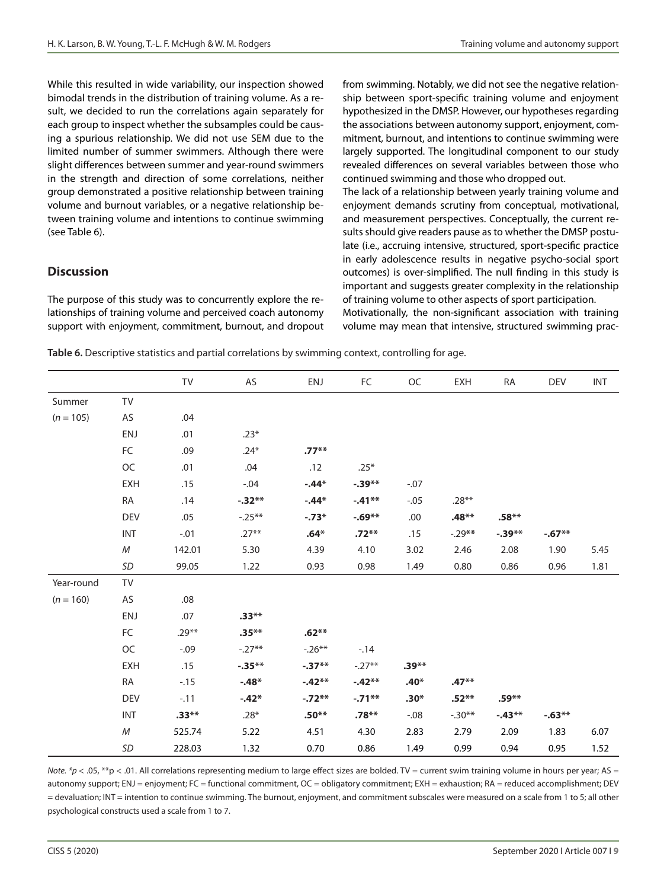While this resulted in wide variability, our inspection showed bimodal trends in the distribution of training volume. As a result, we decided to run the correlations again separately for each group to inspect whether the subsamples could be causing a spurious relationship. We did not use SEM due to the limited number of summer swimmers. Although there were slight differences between summer and year-round swimmers in the strength and direction of some correlations, neither group demonstrated a positive relationship between training volume and burnout variables, or a negative relationship between training volume and intentions to continue swimming (see Table 6).

## Discussion

The purpose of this study was to concurrently explore the relationships of training volume and perceived coach autonomy support with enjoyment, commitment, burnout, and dropout from swimming. Notably, we did not see the negative relationship between sport-specific training volume and enjoyment hypothesized in the DMSP. However, our hypotheses regarding the associations between autonomy support, enjoyment, commitment, burnout, and intentions to continue swimming were largely supported. The longitudinal component to our study revealed differences on several variables between those who continued swimming and those who dropped out.

The lack of a relationship between yearly training volume and enjoyment demands scrutiny from conceptual, motivational, and measurement perspectives. Conceptually, the current results should give readers pause as to whether the DMSP postulate (i.e., accruing intensive, structured, sport-specific practice in early adolescence results in negative psycho-social sport outcomes) is over-simplified. The null finding in this study is important and suggests greater complexity in the relationship of training volume to other aspects of sport participation.

Motivationally, the non-significant association with training volume may mean that intensive, structured swimming prac-

**Table 6.** Descriptive statistics and partial correlations by swimming context, controlling for age.

| | | TV | AS | ENJ | FC | OC | EXH | RA | DEV | INT |
|---|---|---|---|---|---|---|---|---|---|---|
| Summer | TV | | | | | | | | | |
| ($n$ = 105) | AS | .04 | | | | | | | | |
| | ENJ | .01 | .23* | | | | | | | |
| | FC | .09 | .24* | **.77**** | | | | | | |
| | OC | .01 | .04 | .12 | .25* | | | | | |
| | EXH | .15 | -.04 | **-.44*** | **-.39**** | -.07 | | | | |
| | RA | .14 | **-.32**** | **-.44*** | **-.41**** | -.05 | .28** | | | |
| | DEV | .05 | -.25** | **-.73*** | **-.69**** | .00 | **.48**** | **.58**** | | |
| | INT | -.01 | .27** | **.64*** | **.72**** | .15 | -.29** | **-.39**** | **-.67**** | |
| | *M* | 142.01 | 5.30 | 4.39 | 4.10 | 3.02 | 2.46 | 2.08 | 1.90 | 5.45 |
| | *SD* | 99.05 | 1.22 | 0.93 | 0.98 | 1.49 | 0.80 | 0.86 | 0.96 | 1.81 |
| Year-round | TV | | | | | | | | | |
| ($n$ = 160) | AS | .08 | | | | | | | | |
| | ENJ | .07 | **.33**** | | | | | | | |
| | FC | .29** | **.35**** | **.62**** | | | | | | |
| | OC | -.09 | -.27** | -.26** | -.14 | | | | | |
| | EXH | .15 | **-.35**** | **-.37**** | -.27** | **.39**** | | | | |
| | RA | -.15 | **-.48*** | **-.42**** | **-.42**** | **.40*** | **.47**** | | | |
| | DEV | -.11 | **-.42*** | **-.72**** | **-.71**** | **.30*** | **.52**** | **.59**** | | |
| | INT | **.33**** | .28* | **.50**** | **.78**** | -.08 | -.30** | **-.43**** | **-.63**** | |
| | *M* | 525.74 | 5.22 | 4.51 | 4.30 | 2.83 | 2.79 | 2.09 | 1.83 | 6.07 |
| | *SD* | 228.03 | 1.32 | 0.70 | 0.86 | 1.49 | 0.99 | 0.94 | 0.95 | 1.52 |

*Note.* *$p < .05$, **$p < .01$. All correlations representing medium to large effect sizes are bolded. TV = current swim training volume in hours per year; AS = autonomy support; ENJ = enjoyment; FC = functional commitment, OC = obligatory commitment; EXH = exhaustion; RA = reduced accomplishment; DEV = devaluation; INT = intention to continue swimming. The burnout, enjoyment, and commitment subscales were measured on a scale from 1 to 5; all other psychological constructs used a scale from 1 to 7.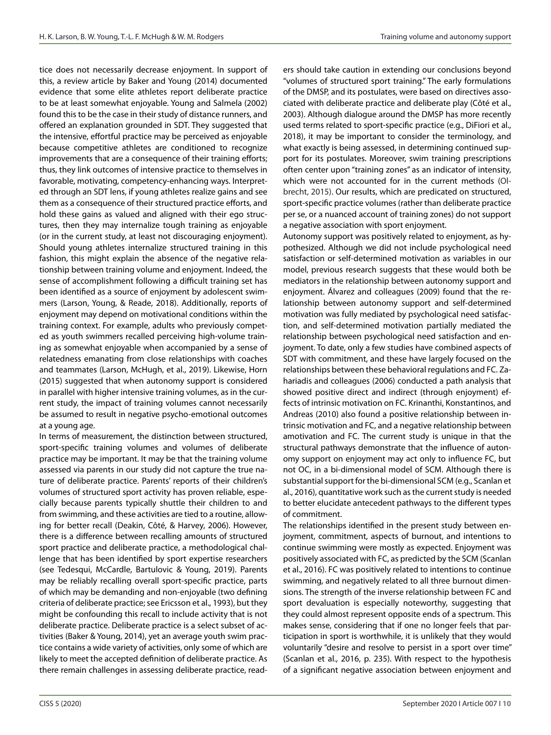tice does not necessarily decrease enjoyment. In support of this, a review article by Baker and Young (2014) documented evidence that some elite athletes report deliberate practice to be at least somewhat enjoyable. Young and Salmela (2002) found this to be the case in their study of distance runners, and offered an explanation grounded in SDT. They suggested that the intensive, effortful practice may be perceived as enjoyable because competitive athletes are conditioned to recognize improvements that are a consequence of their training efforts; thus, they link outcomes of intensive practice to themselves in favorable, motivating, competency-enhancing ways. Interpreted through an SDT lens, if young athletes realize gains and see them as a consequence of their structured practice efforts, and hold these gains as valued and aligned with their ego structures, then they may internalize tough training as enjoyable (or in the current study, at least not discouraging enjoyment). Should young athletes internalize structured training in this fashion, this might explain the absence of the negative relationship between training volume and enjoyment. Indeed, the sense of accomplishment following a difficult training set has been identified as a source of enjoyment by adolescent swimmers (Larson, Young, & Reade, 2018). Additionally, reports of enjoyment may depend on motivational conditions within the training context. For example, adults who previously competed as youth swimmers recalled perceiving high-volume training as somewhat enjoyable when accompanied by a sense of relatedness emanating from close relationships with coaches and teammates (Larson, McHugh, et al., 2019). Likewise, Horn (2015) suggested that when autonomy support is considered in parallel with higher intensive training volumes, as in the current study, the impact of training volumes cannot necessarily be assumed to result in negative psycho-emotional outcomes at a young age.

In terms of measurement, the distinction between structured, sport-specific training volumes and volumes of deliberate practice may be important. It may be that the training volume assessed via parents in our study did not capture the true nature of deliberate practice. Parents' reports of their children's volumes of structured sport activity has proven reliable, especially because parents typically shuttle their children to and from swimming, and these activities are tied to a routine, allowing for better recall (Deakin, Côté, & Harvey, 2006). However, there is a difference between recalling amounts of structured sport practice and deliberate practice, a methodological challenge that has been identified by sport expertise researchers (see Tedesqui, McCardle, Bartulovic & Young, 2019). Parents may be reliably recalling overall sport-specific practice, parts of which may be demanding and non-enjoyable (two defining criteria of deliberate practice; see Ericsson et al., 1993), but they might be confounding this recall to include activity that is not deliberate practice. Deliberate practice is a select subset of activities (Baker & Young, 2014), yet an average youth swim practice contains a wide variety of activities, only some of which are likely to meet the accepted definition of deliberate practice. As there remain challenges in assessing deliberate practice, readers should take caution in extending our conclusions beyond "volumes of structured sport training." The early formulations of the DMSP, and its postulates, were based on directives associated with deliberate practice and deliberate play (Côté et al., 2003). Although dialogue around the DMSP has more recently used terms related to sport-specific practice (e.g., DiFiori et al., 2018), it may be important to consider the terminology, and what exactly is being assessed, in determining continued support for its postulates. Moreover, swim training prescriptions often center upon "training zones" as an indicator of intensity, which were not accounted for in the current methods (Olbrecht, 2015). Our results, which are predicated on structured, sport-specific practice volumes (rather than deliberate practice per se, or a nuanced account of training zones) do not support a negative association with sport enjoyment.

Autonomy support was positively related to enjoyment, as hypothesized. Although we did not include psychological need satisfaction or self-determined motivation as variables in our model, previous research suggests that these would both be mediators in the relationship between autonomy support and enjoyment. Álvarez and colleagues (2009) found that the relationship between autonomy support and self-determined motivation was fully mediated by psychological need satisfaction, and self-determined motivation partially mediated the relationship between psychological need satisfaction and enjoyment. To date, only a few studies have combined aspects of SDT with commitment, and these have largely focused on the relationships between these behavioral regulations and FC. Zahariadis and colleagues (2006) conducted a path analysis that showed positive direct and indirect (through enjoyment) effects of intrinsic motivation on FC. Krinanthi, Konstantinos, and Andreas (2010) also found a positive relationship between intrinsic motivation and FC, and a negative relationship between amotivation and FC. The current study is unique in that the structural pathways demonstrate that the influence of autonomy support on enjoyment may act only to influence FC, but not OC, in a bi-dimensional model of SCM. Although there is substantial support for the bi-dimensional SCM (e.g., Scanlan et al., 2016), quantitative work such as the current study is needed to better elucidate antecedent pathways to the different types of commitment.

The relationships identified in the present study between enjoyment, commitment, aspects of burnout, and intentions to continue swimming were mostly as expected. Enjoyment was positively associated with FC, as predicted by the SCM (Scanlan et al., 2016). FC was positively related to intentions to continue swimming, and negatively related to all three burnout dimensions. The strength of the inverse relationship between FC and sport devaluation is especially noteworthy, suggesting that they could almost represent opposite ends of a spectrum. This makes sense, considering that if one no longer feels that participation in sport is worthwhile, it is unlikely that they would voluntarily "desire and resolve to persist in a sport over time" (Scanlan et al., 2016, p. 235). With respect to the hypothesis of a significant negative association between enjoyment and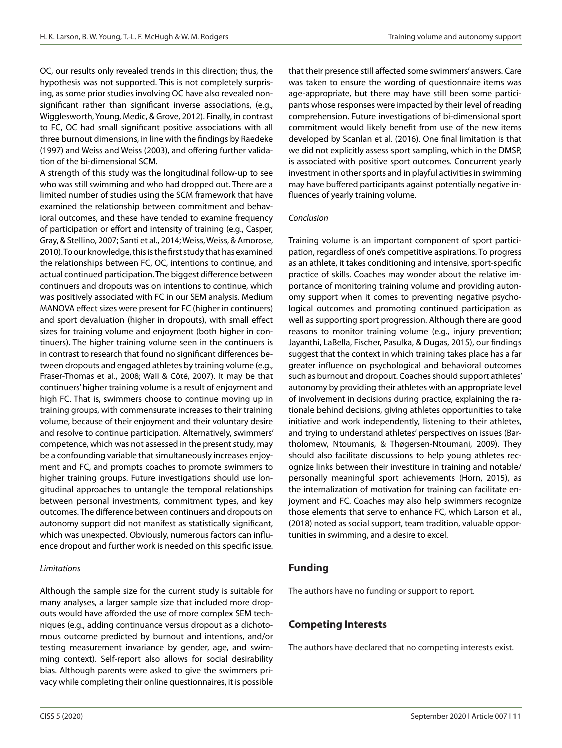OC, our results only revealed trends in this direction; thus, the hypothesis was not supported. This is not completely surprising, as some prior studies involving OC have also revealed nonsignificant rather than significant inverse associations, (e.g., Wigglesworth, Young, Medic, & Grove, 2012). Finally, in contrast to FC, OC had small significant positive associations with all three burnout dimensions, in line with the findings by Raedeke (1997) and Weiss and Weiss (2003), and offering further validation of the bi-dimensional SCM.

A strength of this study was the longitudinal follow-up to see who was still swimming and who had dropped out. There are a limited number of studies using the SCM framework that have examined the relationship between commitment and behavioral outcomes, and these have tended to examine frequency of participation or effort and intensity of training (e.g., Casper, Gray, & Stellino, 2007; Santi et al., 2014; Weiss, Weiss, & Amorose, 2010). To our knowledge, this is the first study that has examined the relationships between FC, OC, intentions to continue, and actual continued participation. The biggest difference between continuers and dropouts was on intentions to continue, which was positively associated with FC in our SEM analysis. Medium MANOVA effect sizes were present for FC (higher in continuers) and sport devaluation (higher in dropouts), with small effect sizes for training volume and enjoyment (both higher in continuers). The higher training volume seen in the continuers is in contrast to research that found no significant differences between dropouts and engaged athletes by training volume (e.g., Fraser-Thomas et al., 2008; Wall & Côté, 2007). It may be that continuers' higher training volume is a result of enjoyment and high FC. That is, swimmers choose to continue moving up in training groups, with commensurate increases to their training volume, because of their enjoyment and their voluntary desire and resolve to continue participation. Alternatively, swimmers' competence, which was not assessed in the present study, may be a confounding variable that simultaneously increases enjoyment and FC, and prompts coaches to promote swimmers to higher training groups. Future investigations should use longitudinal approaches to untangle the temporal relationships between personal investments, commitment types, and key outcomes. The difference between continuers and dropouts on autonomy support did not manifest as statistically significant, which was unexpected. Obviously, numerous factors can influence dropout and further work is needed on this specific issue.

*Limitations*

Although the sample size for the current study is suitable for many analyses, a larger sample size that included more dropouts would have afforded the use of more complex SEM techniques (e.g., adding continuance versus dropout as a dichotomous outcome predicted by burnout and intentions, and/or testing measurement invariance by gender, age, and swimming context). Self-report also allows for social desirability bias. Although parents were asked to give the swimmers privacy while completing their online questionnaires, it is possible that their presence still affected some swimmers' answers. Care was taken to ensure the wording of questionnaire items was age-appropriate, but there may have still been some participants whose responses were impacted by their level of reading comprehension. Future investigations of bi-dimensional sport commitment would likely benefit from use of the new items developed by Scanlan et al. (2016). One final limitation is that we did not explicitly assess sport sampling, which in the DMSP, is associated with positive sport outcomes. Concurrent yearly investment in other sports and in playful activities in swimming may have buffered participants against potentially negative influences of yearly training volume.

*Conclusion*

Training volume is an important component of sport participation, regardless of one's competitive aspirations. To progress as an athlete, it takes conditioning and intensive, sport-specific practice of skills. Coaches may wonder about the relative importance of monitoring training volume and providing autonomy support when it comes to preventing negative psychological outcomes and promoting continued participation as well as supporting sport progression. Although there are good reasons to monitor training volume (e.g., injury prevention; Jayanthi, LaBella, Fischer, Pasulka, & Dugas, 2015), our findings suggest that the context in which training takes place has a far greater influence on psychological and behavioral outcomes such as burnout and dropout. Coaches should support athletes' autonomy by providing their athletes with an appropriate level of involvement in decisions during practice, explaining the rationale behind decisions, giving athletes opportunities to take initiative and work independently, listening to their athletes, and trying to understand athletes' perspectives on issues (Bartholomew, Ntoumanis, & Thøgersen-Ntoumani, 2009). They should also facilitate discussions to help young athletes recognize links between their investiture in training and notable/personally meaningful sport achievements (Horn, 2015), as the internalization of motivation for training can facilitate enjoyment and FC. Coaches may also help swimmers recognize those elements that serve to enhance FC, which Larson et al., (2018) noted as social support, team tradition, valuable opportunities in swimming, and a desire to excel.

## Funding

The authors have no funding or support to report.

## Competing Interests

The authors have declared that no competing interests exist.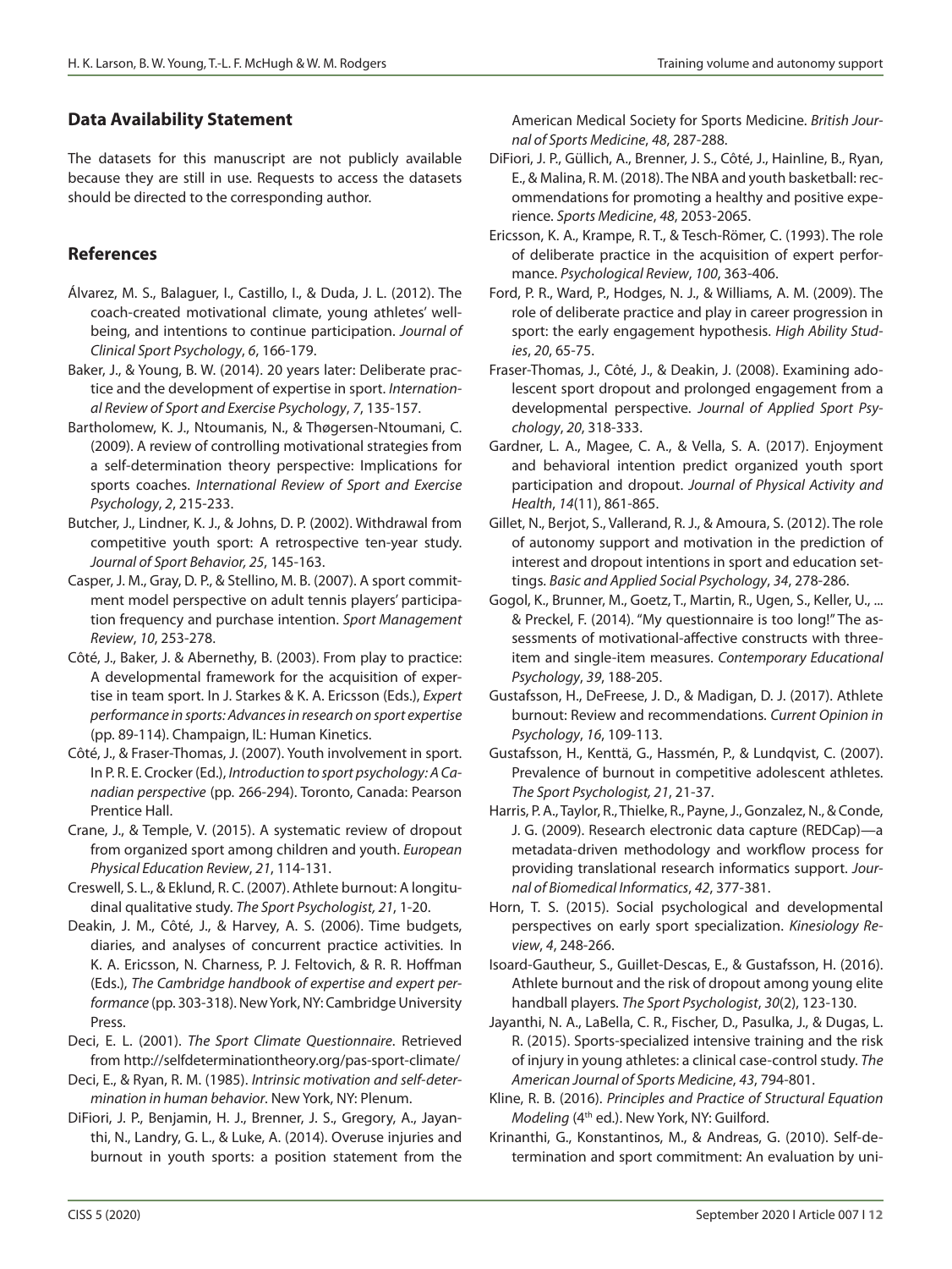## Data Availability Statement

The datasets for this manuscript are not publicly available because they are still in use. Requests to access the datasets should be directed to the corresponding author.

## References

Álvarez, M. S., Balaguer, I., Castillo, I., & Duda, J. L. (2012). The coach-created motivational climate, young athletes' well-being, and intentions to continue participation. *Journal of Clinical Sport Psychology*, *6*, 166-179.

Baker, J., & Young, B. W. (2014). 20 years later: Deliberate practice and the development of expertise in sport. *International Review of Sport and Exercise Psychology*, *7*, 135-157.

Bartholomew, K. J., Ntoumanis, N., & Thøgersen-Ntoumani, C. (2009). A review of controlling motivational strategies from a self-determination theory perspective: Implications for sports coaches. *International Review of Sport and Exercise Psychology*, *2*, 215-233.

Butcher, J., Lindner, K. J., & Johns, D. P. (2002). Withdrawal from competitive youth sport: A retrospective ten-year study. *Journal of Sport Behavior, 25*, 145-163.

Casper, J. M., Gray, D. P., & Stellino, M. B. (2007). A sport commitment model perspective on adult tennis players' participation frequency and purchase intention. *Sport Management Review*, *10*, 253-278.

Côté, J., Baker, J. & Abernethy, B. (2003). From play to practice: A developmental framework for the acquisition of expertise in team sport. In J. Starkes & K. A. Ericsson (Eds.), *Expert performance in sports: Advances in research on sport expertise* (pp. 89-114). Champaign, IL: Human Kinetics.

Côté, J., & Fraser-Thomas, J. (2007). Youth involvement in sport. In P. R. E. Crocker (Ed.), *Introduction to sport psychology: A Canadian perspective* (pp. 266-294). Toronto, Canada: Pearson Prentice Hall.

Crane, J., & Temple, V. (2015). A systematic review of dropout from organized sport among children and youth. *European Physical Education Review*, *21*, 114-131.

Creswell, S. L., & Eklund, R. C. (2007). Athlete burnout: A longitudinal qualitative study. *The Sport Psychologist, 21*, 1-20.

Deakin, J. M., Côté, J., & Harvey, A. S. (2006). Time budgets, diaries, and analyses of concurrent practice activities. In K. A. Ericsson, N. Charness, P. J. Feltovich, & R. R. Hoffman (Eds.), *The Cambridge handbook of expertise and expert performance* (pp. 303-318). New York, NY: Cambridge University Press.

Deci, E. L. (2001). *The Sport Climate Questionnaire*. Retrieved from http://selfdeterminationtheory.org/pas-sport-climate/

Deci, E., & Ryan, R. M. (1985). *Intrinsic motivation and self-determination in human behavior*. New York, NY: Plenum.

DiFiori, J. P., Benjamin, H. J., Brenner, J. S., Gregory, A., Jayanthi, N., Landry, G. L., & Luke, A. (2014). Overuse injuries and burnout in youth sports: a position statement from the American Medical Society for Sports Medicine. *British Journal of Sports Medicine*, *48*, 287-288.

DiFiori, J. P., Güllich, A., Brenner, J. S., Côté, J., Hainline, B., Ryan, E., & Malina, R. M. (2018). The NBA and youth basketball: recommendations for promoting a healthy and positive experience. *Sports Medicine*, *48*, 2053-2065.

Ericsson, K. A., Krampe, R. T., & Tesch-Römer, C. (1993). The role of deliberate practice in the acquisition of expert performance. *Psychological Review*, *100*, 363-406.

Ford, P. R., Ward, P., Hodges, N. J., & Williams, A. M. (2009). The role of deliberate practice and play in career progression in sport: the early engagement hypothesis. *High Ability Studies*, *20*, 65-75.

Fraser-Thomas, J., Côté, J., & Deakin, J. (2008). Examining adolescent sport dropout and prolonged engagement from a developmental perspective. *Journal of Applied Sport Psychology*, *20*, 318-333.

Gardner, L. A., Magee, C. A., & Vella, S. A. (2017). Enjoyment and behavioral intention predict organized youth sport participation and dropout. *Journal of Physical Activity and Health*, *14*(11), 861-865.

Gillet, N., Berjot, S., Vallerand, R. J., & Amoura, S. (2012). The role of autonomy support and motivation in the prediction of interest and dropout intentions in sport and education settings. *Basic and Applied Social Psychology*, *34*, 278-286.

Gogol, K., Brunner, M., Goetz, T., Martin, R., Ugen, S., Keller, U., ... & Preckel, F. (2014). "My questionnaire is too long!" The assessments of motivational-affective constructs with three-item and single-item measures. *Contemporary Educational Psychology*, *39*, 188-205.

Gustafsson, H., DeFreese, J. D., & Madigan, D. J. (2017). Athlete burnout: Review and recommendations. *Current Opinion in Psychology*, *16*, 109-113.

Gustafsson, H., Kenttä, G., Hassmén, P., & Lundqvist, C. (2007). Prevalence of burnout in competitive adolescent athletes. *The Sport Psychologist, 21*, 21-37.

Harris, P. A., Taylor, R., Thielke, R., Payne, J., Gonzalez, N., & Conde, J. G. (2009). Research electronic data capture (REDCap)—a metadata-driven methodology and workflow process for providing translational research informatics support. *Journal of Biomedical Informatics*, *42*, 377-381.

Horn, T. S. (2015). Social psychological and developmental perspectives on early sport specialization. *Kinesiology Review*, *4*, 248-266.

Isoard-Gautheur, S., Guillet-Descas, E., & Gustafsson, H. (2016). Athlete burnout and the risk of dropout among young elite handball players. *The Sport Psychologist*, *30*(2), 123-130.

Jayanthi, N. A., LaBella, C. R., Fischer, D., Pasulka, J., & Dugas, L. R. (2015). Sports-specialized intensive training and the risk of injury in young athletes: a clinical case-control study. *The American Journal of Sports Medicine*, *43*, 794-801.

Kline, R. B. (2016). *Principles and Practice of Structural Equation Modeling* (4th ed.). New York, NY: Guilford.

Krinanthi, G., Konstantinos, M., & Andreas, G. (2010). Self-determination and sport commitment: An evaluation by uni-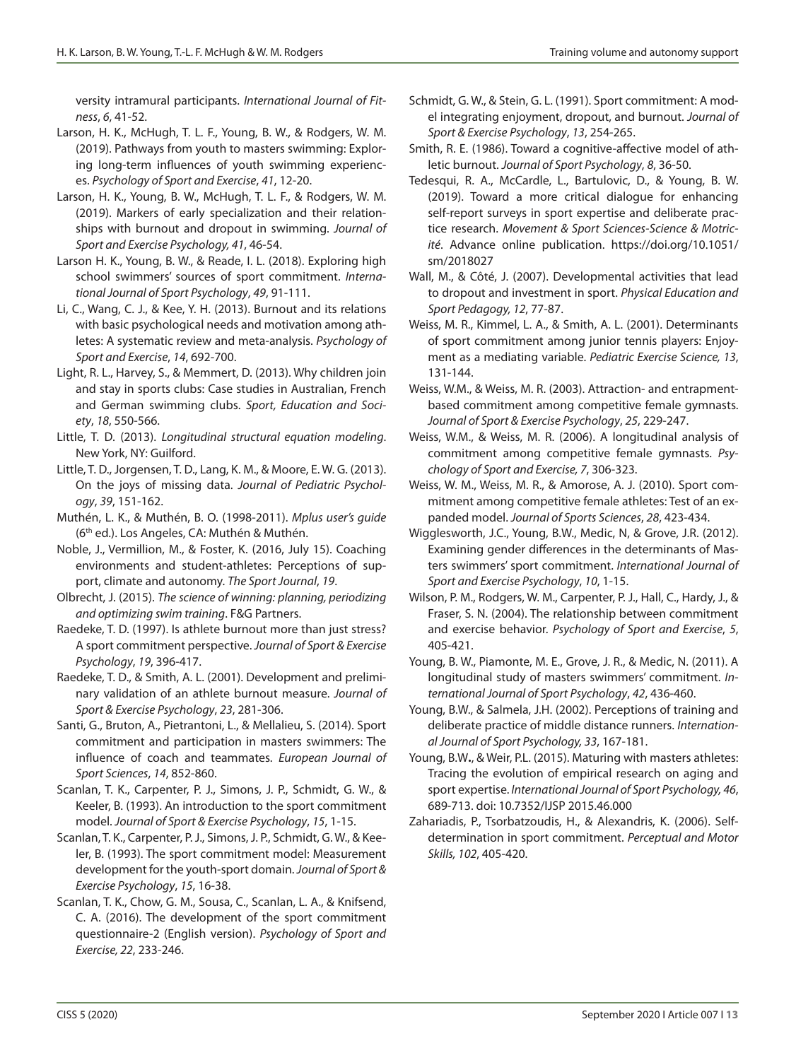versity intramural participants. *International Journal of Fitness*, *6*, 41-52.

Larson, H. K., McHugh, T. L. F., Young, B. W., & Rodgers, W. M. (2019). Pathways from youth to masters swimming: Exploring long-term influences of youth swimming experiences. *Psychology of Sport and Exercise*, *41*, 12-20.

Larson, H. K., Young, B. W., McHugh, T. L. F., & Rodgers, W. M. (2019). Markers of early specialization and their relationships with burnout and dropout in swimming. *Journal of Sport and Exercise Psychology, 41*, 46-54.

Larson H. K., Young, B. W., & Reade, I. L. (2018). Exploring high school swimmers' sources of sport commitment. *International Journal of Sport Psychology*, *49*, 91-111.

Li, C., Wang, C. J., & Kee, Y. H. (2013). Burnout and its relations with basic psychological needs and motivation among athletes: A systematic review and meta-analysis. *Psychology of Sport and Exercise*, *14*, 692-700.

Light, R. L., Harvey, S., & Memmert, D. (2013). Why children join and stay in sports clubs: Case studies in Australian, French and German swimming clubs. *Sport, Education and Society*, *18*, 550-566.

Little, T. D. (2013). *Longitudinal structural equation modeling*. New York, NY: Guilford.

Little, T. D., Jorgensen, T. D., Lang, K. M., & Moore, E. W. G. (2013). On the joys of missing data. *Journal of Pediatric Psychology*, *39*, 151-162.

Muthén, L. K., & Muthén, B. O. (1998-2011). *Mplus user's guide* (6th ed.). Los Angeles, CA: Muthén & Muthén.

Noble, J., Vermillion, M., & Foster, K. (2016, July 15). Coaching environments and student-athletes: Perceptions of support, climate and autonomy. *The Sport Journal*, *19*.

Olbrecht, J. (2015). *The science of winning: planning, periodizing and optimizing swim training*. F&G Partners.

Raedeke, T. D. (1997). Is athlete burnout more than just stress? A sport commitment perspective. *Journal of Sport & Exercise Psychology*, *19*, 396-417.

Raedeke, T. D., & Smith, A. L. (2001). Development and preliminary validation of an athlete burnout measure. *Journal of Sport & Exercise Psychology*, *23*, 281-306.

Santi, G., Bruton, A., Pietrantoni, L., & Mellalieu, S. (2014). Sport commitment and participation in masters swimmers: The influence of coach and teammates. *European Journal of Sport Sciences*, *14*, 852-860.

Scanlan, T. K., Carpenter, P. J., Simons, J. P., Schmidt, G. W., & Keeler, B. (1993). An introduction to the sport commitment model. *Journal of Sport & Exercise Psychology*, *15*, 1-15.

Scanlan, T. K., Carpenter, P. J., Simons, J. P., Schmidt, G. W., & Keeler, B. (1993). The sport commitment model: Measurement development for the youth-sport domain. *Journal of Sport & Exercise Psychology*, *15*, 16-38.

Scanlan, T. K., Chow, G. M., Sousa, C., Scanlan, L. A., & Knifsend, C. A. (2016). The development of the sport commitment questionnaire-2 (English version). *Psychology of Sport and Exercise, 22*, 233-246.

Schmidt, G. W., & Stein, G. L. (1991). Sport commitment: A model integrating enjoyment, dropout, and burnout. *Journal of Sport & Exercise Psychology*, *13*, 254-265.

Smith, R. E. (1986). Toward a cognitive-affective model of athletic burnout. *Journal of Sport Psychology*, *8*, 36-50.

Tedesqui, R. A., McCardle, L., Bartulovic, D., & Young, B. W. (2019). Toward a more critical dialogue for enhancing self-report surveys in sport expertise and deliberate practice research. *Movement & Sport Sciences-Science & Motricité*. Advance online publication. https://doi.org/10.1051/sm/2018027

Wall, M., & Côté, J. (2007). Developmental activities that lead to dropout and investment in sport. *Physical Education and Sport Pedagogy, 12*, 77-87.

Weiss, M. R., Kimmel, L. A., & Smith, A. L. (2001). Determinants of sport commitment among junior tennis players: Enjoyment as a mediating variable. *Pediatric Exercise Science, 13*, 131-144.

Weiss, W.M., & Weiss, M. R. (2003). Attraction- and entrapment-based commitment among competitive female gymnasts. *Journal of Sport & Exercise Psychology*, *25*, 229-247.

Weiss, W.M., & Weiss, M. R. (2006). A longitudinal analysis of commitment among competitive female gymnasts. *Psychology of Sport and Exercise, 7*, 306-323.

Weiss, W. M., Weiss, M. R., & Amorose, A. J. (2010). Sport commitment among competitive female athletes: Test of an expanded model. *Journal of Sports Sciences*, *28*, 423-434.

Wigglesworth, J.C., Young, B.W., Medic, N, & Grove, J.R. (2012). Examining gender differences in the determinants of Masters swimmers' sport commitment. *International Journal of Sport and Exercise Psychology*, *10*, 1-15.

Wilson, P. M., Rodgers, W. M., Carpenter, P. J., Hall, C., Hardy, J., & Fraser, S. N. (2004). The relationship between commitment and exercise behavior. *Psychology of Sport and Exercise*, *5*, 405-421.

Young, B. W., Piamonte, M. E., Grove, J. R., & Medic, N. (2011). A longitudinal study of masters swimmers' commitment. *International Journal of Sport Psychology*, *42*, 436-460.

Young, B.W., & Salmela, J.H. (2002). Perceptions of training and deliberate practice of middle distance runners. *International Journal of Sport Psychology, 33*, 167-181.

Young, B.W**.**, & Weir, P.L. (2015). Maturing with masters athletes: Tracing the evolution of empirical research on aging and sport expertise. *International Journal of Sport Psychology, 46*, 689-713. doi: 10.7352/IJSP 2015.46.000

Zahariadis, P., Tsorbatzoudis, H., & Alexandris, K. (2006). Self-determination in sport commitment. *Perceptual and Motor Skills, 102*, 405-420.